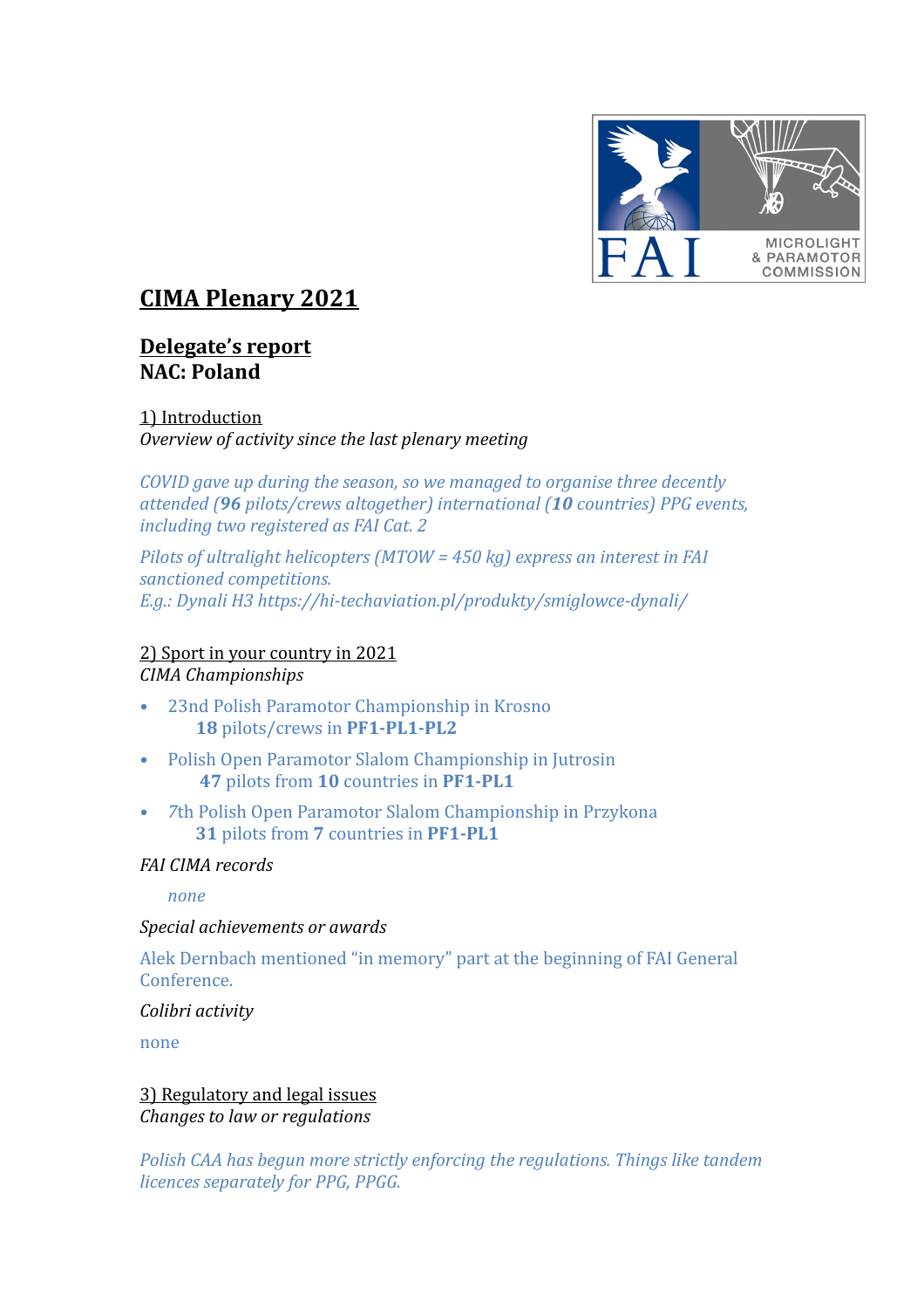# CIMA Plenary 2021

## Delegate's report
## NAC: Poland

1) Introduction

*Overview of activity since the last plenary meeting*

*COVID gave up during the season, so we managed to organise three decently attended (**96** pilots/crews altogether) international (**10** countries) PPG events, including two registered as FAI Cat. 2*

*Pilots of ultralight helicopters (MTOW = 450 kg) express an interest in FAI sanctioned competitions.*
*E.g.: Dynali H3 https://hi-techaviation.pl/produkty/smiglowce-dynali/*

2) Sport in your country in 2021

*CIMA Championships*

- 23nd Polish Paramotor Championship in Krosno
  **18** pilots/crews in **PF1-PL1-PL2**
- Polish Open Paramotor Slalom Championship in Jutrosin
  **47** pilots from **10** countries in **PF1-PL1**
- 7th Polish Open Paramotor Slalom Championship in Przykona
  **31** pilots from **7** countries in **PF1-PL1**

*FAI CIMA records*

*none*

*Special achievements or awards*

Alek Dernbach mentioned "in memory" part at the beginning of FAI General Conference.

*Colibri activity*

none

3) Regulatory and legal issues

*Changes to law or regulations*

*Polish CAA has begun more strictly enforcing the regulations. Things like tandem licences separately for PPG, PPGG.*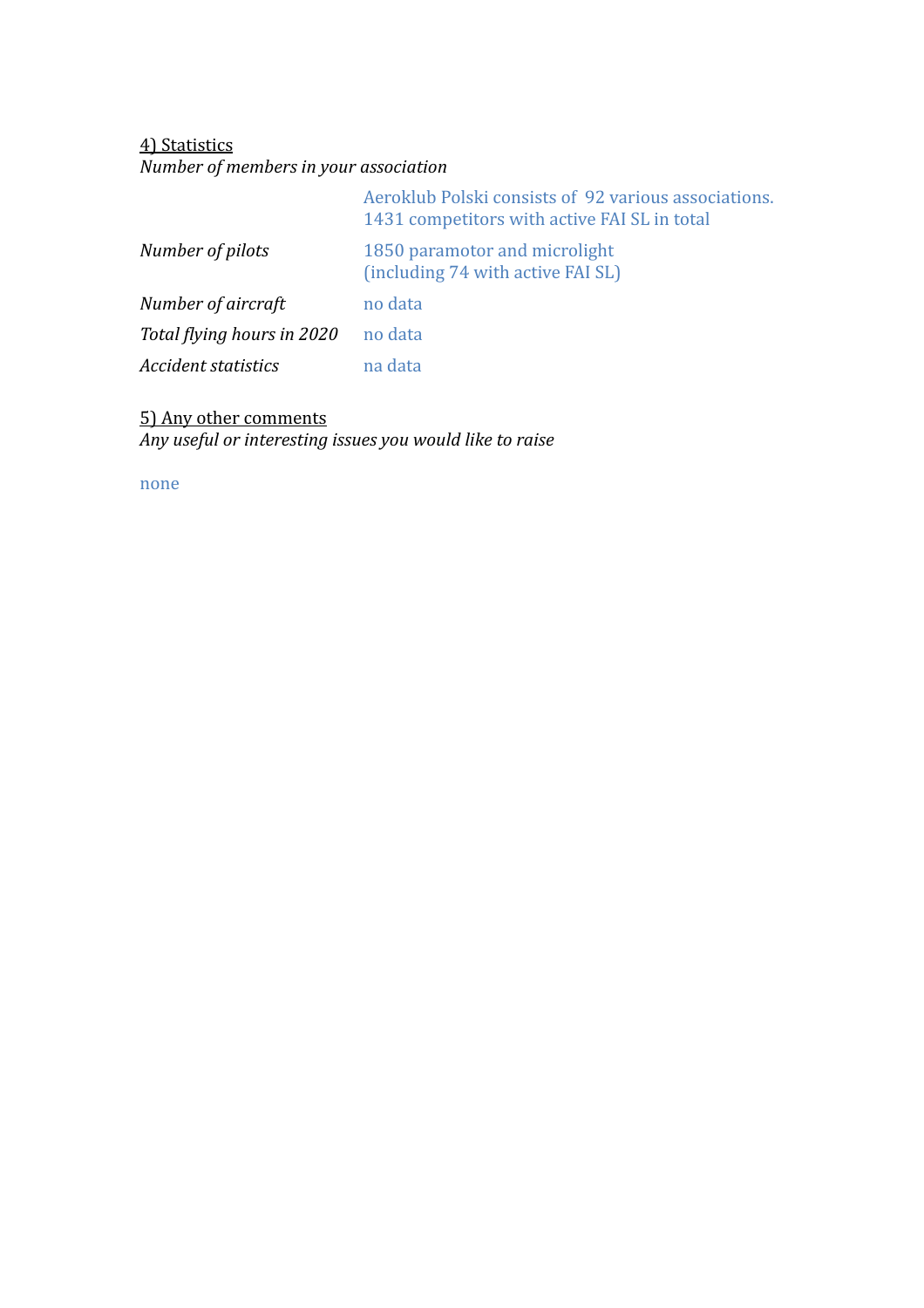4) Statistics

*Number of members in your association*

| | |
|---|---|
| | Aeroklub Polski consists of 92 various associations. 1431 competitors with active FAI SL in total |
| *Number of pilots* | 1850 paramotor and microlight (including 74 with active FAI SL) |
| *Number of aircraft* | no data |
| *Total flying hours in 2020* | no data |
| *Accident statistics* | na data |

5) Any other comments

*Any useful or interesting issues you would like to raise*

none